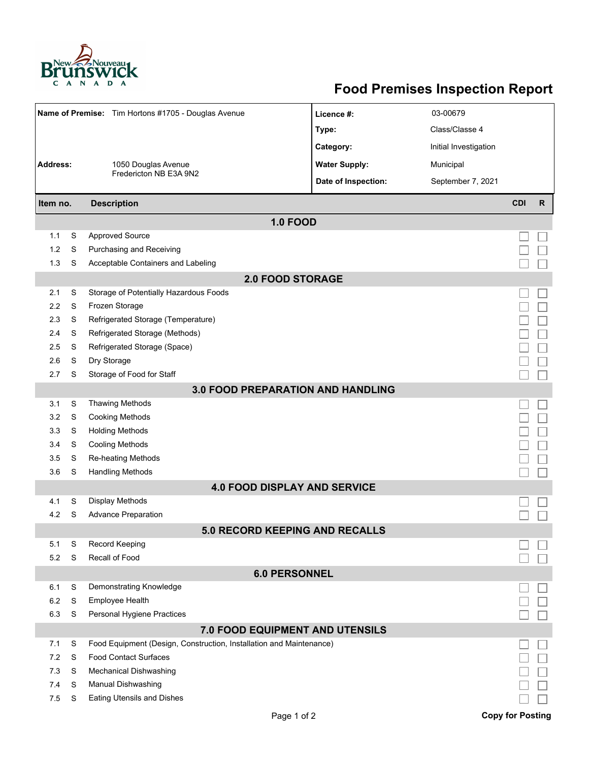# Food Premises Inspection Report

| | | | |
|---|---|---|---|
| **Name of Premise:** | Tim Hortons #1705 - Douglas Avenue | **Licence #:** | 03-00679 |
| | | **Type:** | Class/Classe 4 |
| | | **Category:** | Initial Investigation |
| **Address:** | 1050 Douglas Avenue<br>Fredericton NB E3A 9N2 | **Water Supply:** | Municipal |
| | | **Date of Inspection:** | September 7, 2021 |

| Item no. | | Description | CDI | R |
|---|---|---|---|---|
| **1.0 FOOD** | | | | |
| 1.1 | S | Approved Source | ☐ | ☐ |
| 1.2 | S | Purchasing and Receiving | ☐ | ☐ |
| 1.3 | S | Acceptable Containers and Labeling | ☐ | ☐ |
| **2.0 FOOD STORAGE** | | | | |
| 2.1 | S | Storage of Potentially Hazardous Foods | ☐ | ☐ |
| 2.2 | S | Frozen Storage | ☐ | ☐ |
| 2.3 | S | Refrigerated Storage (Temperature) | ☐ | ☐ |
| 2.4 | S | Refrigerated Storage (Methods) | ☐ | ☐ |
| 2.5 | S | Refrigerated Storage (Space) | ☐ | ☐ |
| 2.6 | S | Dry Storage | ☐ | ☐ |
| 2.7 | S | Storage of Food for Staff | ☐ | ☐ |
| **3.0 FOOD PREPARATION AND HANDLING** | | | | |
| 3.1 | S | Thawing Methods | ☐ | ☐ |
| 3.2 | S | Cooking Methods | ☐ | ☐ |
| 3.3 | S | Holding Methods | ☐ | ☐ |
| 3.4 | S | Cooling Methods | ☐ | ☐ |
| 3.5 | S | Re-heating Methods | ☐ | ☐ |
| 3.6 | S | Handling Methods | ☐ | ☐ |
| **4.0 FOOD DISPLAY AND SERVICE** | | | | |
| 4.1 | S | Display Methods | ☐ | ☐ |
| 4.2 | S | Advance Preparation | ☐ | ☐ |
| **5.0 RECORD KEEPING AND RECALLS** | | | | |
| 5.1 | S | Record Keeping | ☐ | ☐ |
| 5.2 | S | Recall of Food | ☐ | ☐ |
| **6.0 PERSONNEL** | | | | |
| 6.1 | S | Demonstrating Knowledge | ☐ | ☐ |
| 6.2 | S | Employee Health | ☐ | ☐ |
| 6.3 | S | Personal Hygiene Practices | ☐ | ☐ |
| **7.0 FOOD EQUIPMENT AND UTENSILS** | | | | |
| 7.1 | S | Food Equipment (Design, Construction, Installation and Maintenance) | ☐ | ☐ |
| 7.2 | S | Food Contact Surfaces | ☐ | ☐ |
| 7.3 | S | Mechanical Dishwashing | ☐ | ☐ |
| 7.4 | S | Manual Dishwashing | ☐ | ☐ |
| 7.5 | S | Eating Utensils and Dishes | ☐ | ☐ |

**Copy for Posting**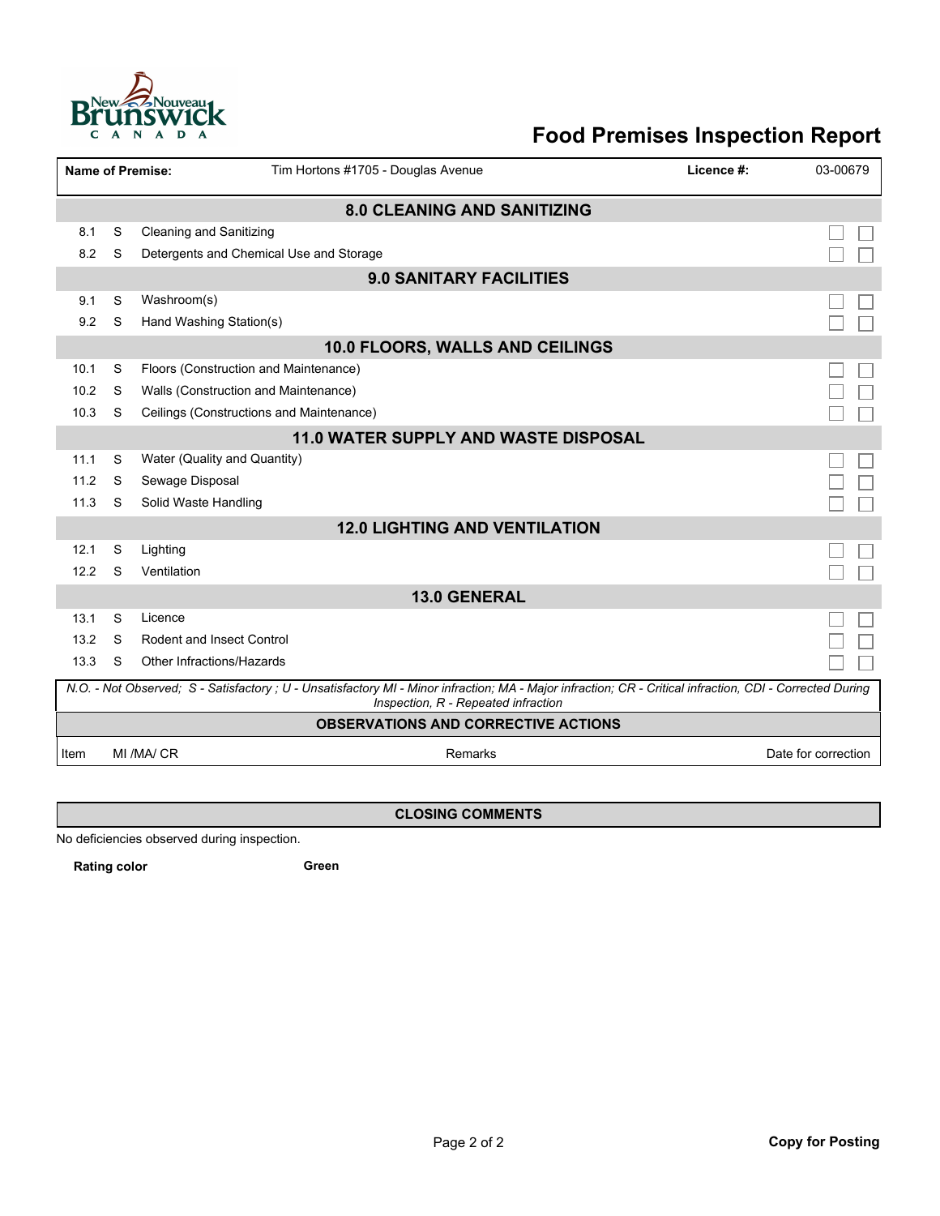# Food Premises Inspection Report

| Name of Premise: | Tim Hortons #1705 - Douglas Avenue | Licence #: | 03-00679 |
|---|---|---|---|

| | | | | |
|---|---|---|---|---|
| **8.0 CLEANING AND SANITIZING** | | | | |
| 8.1 | S | Cleaning and Sanitizing | ☐ | ☐ |
| 8.2 | S | Detergents and Chemical Use and Storage | ☐ | ☐ |
| **9.0 SANITARY FACILITIES** | | | | |
| 9.1 | S | Washroom(s) | ☐ | ☐ |
| 9.2 | S | Hand Washing Station(s) | ☐ | ☐ |
| **10.0 FLOORS, WALLS AND CEILINGS** | | | | |
| 10.1 | S | Floors (Construction and Maintenance) | ☐ | ☐ |
| 10.2 | S | Walls (Construction and Maintenance) | ☐ | ☐ |
| 10.3 | S | Ceilings (Constructions and Maintenance) | ☐ | ☐ |
| **11.0 WATER SUPPLY AND WASTE DISPOSAL** | | | | |
| 11.1 | S | Water (Quality and Quantity) | ☐ | ☐ |
| 11.2 | S | Sewage Disposal | ☐ | ☐ |
| 11.3 | S | Solid Waste Handling | ☐ | ☐ |
| **12.0 LIGHTING AND VENTILATION** | | | | |
| 12.1 | S | Lighting | ☐ | ☐ |
| 12.2 | S | Ventilation | ☐ | ☐ |
| **13.0 GENERAL** | | | | |
| 13.1 | S | Licence | ☐ | ☐ |
| 13.2 | S | Rodent and Insect Control | ☐ | ☐ |
| 13.3 | S | Other Infractions/Hazards | ☐ | ☐ |

*N.O. - Not Observed; S - Satisfactory ; U - Unsatisfactory MI - Minor infraction; MA - Major infraction; CR - Critical infraction, CDI - Corrected During Inspection, R - Repeated infraction*

## OBSERVATIONS AND CORRECTIVE ACTIONS

| Item | MI /MA/ CR | Remarks | Date for correction |
|---|---|---|---|

## CLOSING COMMENTS

No deficiencies observed during inspection.

**Rating color** **Green**

**Copy for Posting**